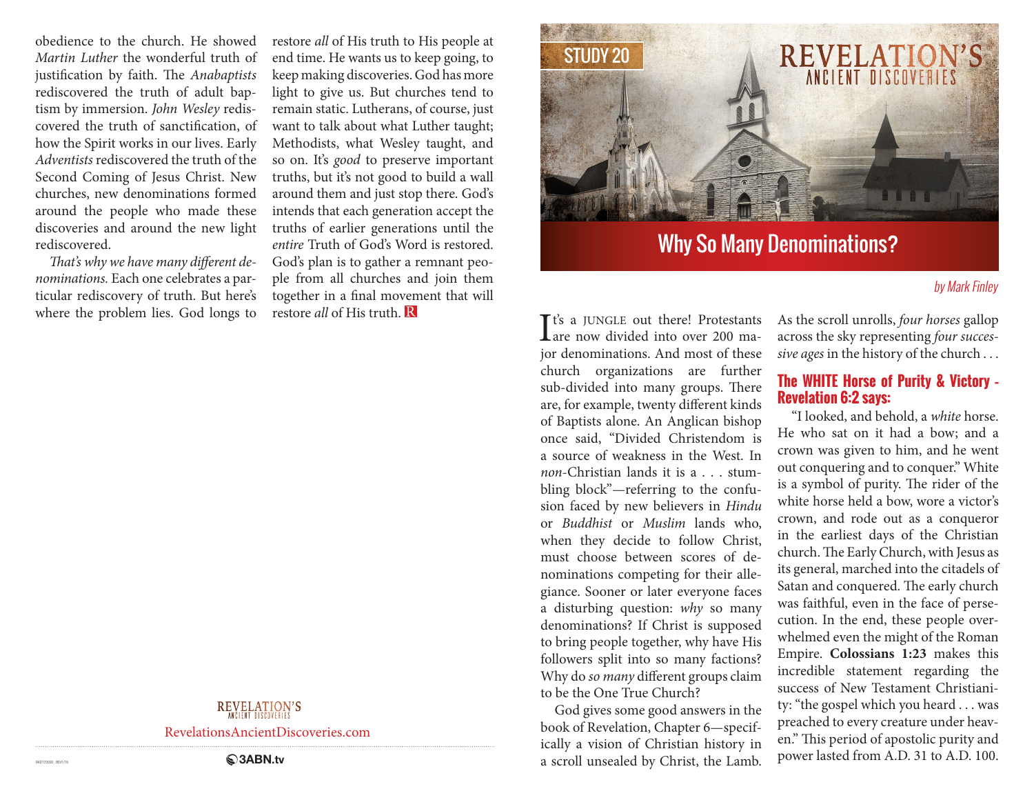# Why So Many Denominations?

STUDY 20

REVELATION'S ANCIENT DISCOVERIES

*by Mark Finley*

It's a JUNGLE out there! Protestants are now divided into over 200 major denominations. And most of these church organizations are further sub-divided into many groups. There are, for example, twenty different kinds of Baptists alone. An Anglican bishop once said, "Divided Christendom is a source of weakness in the West. In *non*-Christian lands it is a . . . stumbling block"—referring to the confusion faced by new believers in *Hindu* or *Buddhist* or *Muslim* lands who, when they decide to follow Christ, must choose between scores of denominations competing for their allegiance. Sooner or later everyone faces a disturbing question: *why* so many denominations? If Christ is supposed to bring people together, why have His followers split into so many factions? Why do *so many* different groups claim to be the One True Church?

God gives some good answers in the book of Revelation, Chapter 6—specifically a vision of Christian history in a scroll unsealed by Christ, the Lamb. As the scroll unrolls, *four horses* gallop across the sky representing *four successive ages* in the history of the church . . .

### The WHITE Horse of Purity & Victory - Revelation 6:2 says:

"I looked, and behold, a *white* horse. He who sat on it had a bow; and a crown was given to him, and he went out conquering and to conquer." White is a symbol of purity. The rider of the white horse held a bow, wore a victor's crown, and rode out as a conqueror in the earliest days of the Christian church. The Early Church, with Jesus as its general, marched into the citadels of Satan and conquered. The early church was faithful, even in the face of persecution. In the end, these people overwhelmed even the might of the Roman Empire. **Colossians 1:23** makes this incredible statement regarding the success of New Testament Christianity: "the gospel which you heard . . . was preached to every creature under heaven." This period of apostolic purity and power lasted from A.D. 31 to A.D. 100.

---

obedience to the church. He showed *Martin Luther* the wonderful truth of justification by faith. The *Anabaptists* rediscovered the truth of adult baptism by immersion. *John Wesley* rediscovered the truth of sanctification, of how the Spirit works in our lives. Early *Adventists* rediscovered the truth of the Second Coming of Jesus Christ. New churches, new denominations formed around the people who made these discoveries and around the new light rediscovered.

*That's why we have many different denominations.* Each one celebrates a particular rediscovery of truth. But here's where the problem lies. God longs to restore *all* of His truth to His people at end time. He wants us to keep going, to keep making discoveries. God has more light to give us. But churches tend to remain static. Lutherans, of course, just want to talk about what Luther taught; Methodists, what Wesley taught, and so on. It's *good* to preserve important truths, but it's not good to build a wall around them and just stop there. God's intends that each generation accept the truths of earlier generations until the *entire* Truth of God's Word is restored. God's plan is to gather a remnant people from all churches and join them together in a final movement that will restore *all* of His truth.

REVELATION'S ANCIENT DISCOVERIES

RevelationsAncientDiscoveries.com

3ABN.tv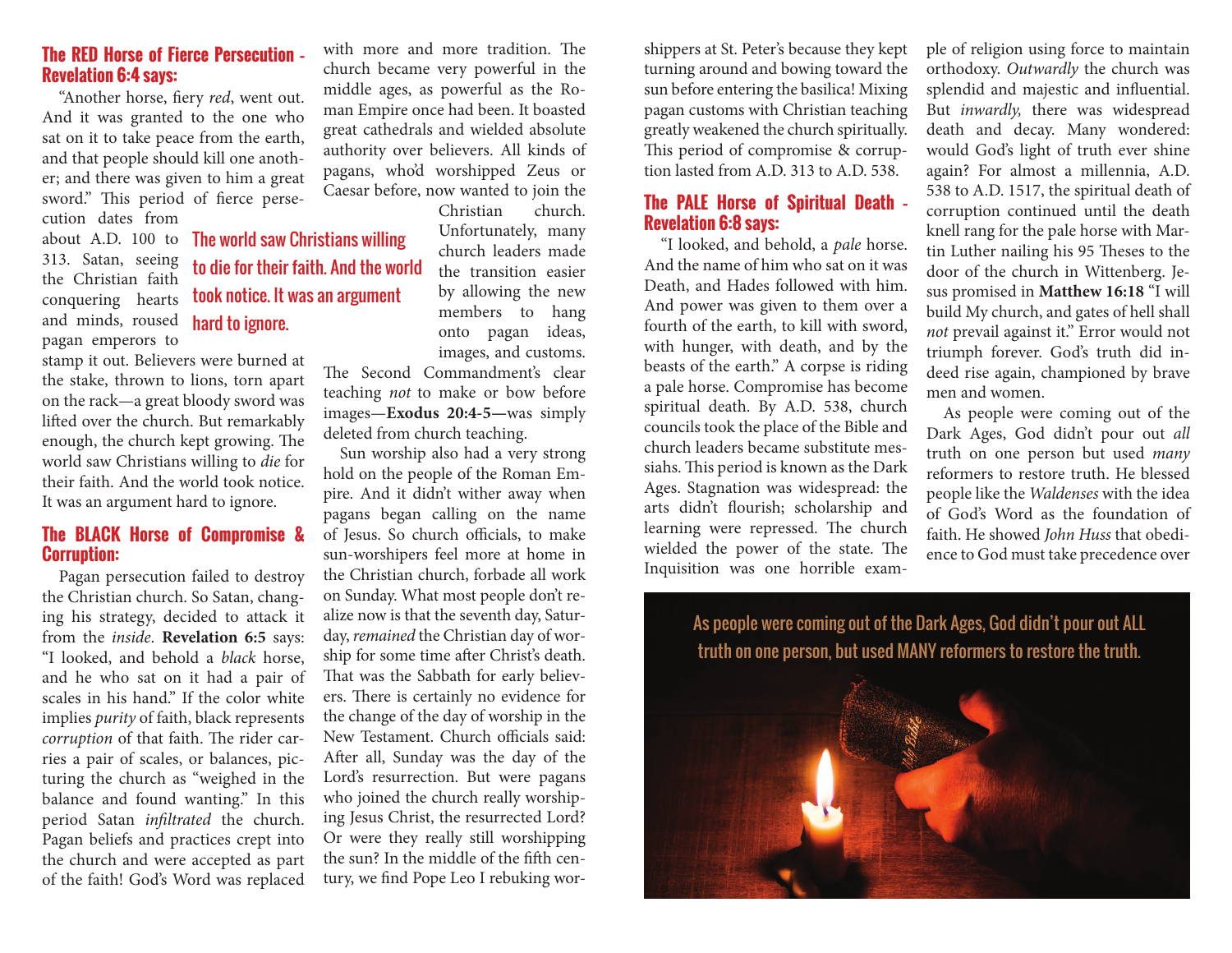## The RED Horse of Fierce Persecution - Revelation 6:4 says:

"Another horse, fiery *red*, went out. And it was granted to the one who sat on it to take peace from the earth, and that people should kill one another; and there was given to him a great sword." This period of fierce persecution dates from about A.D. 100 to 313. Satan, seeing the Christian faith conquering hearts and minds, roused pagan emperors to stamp it out. Believers were burned at the stake, thrown to lions, torn apart on the rack—a great bloody sword was lifted over the church. But remarkably enough, the church kept growing. The world saw Christians willing to *die* for their faith. And the world took notice. It was an argument hard to ignore.

> The world saw Christians willing to die for their faith. And the world took notice. It was an argument hard to ignore.

## The BLACK Horse of Compromise & Corruption:

Pagan persecution failed to destroy the Christian church. So Satan, changing his strategy, decided to attack it from the *inside*. **Revelation 6:5** says: "I looked, and behold a *black* horse, and he who sat on it had a pair of scales in his hand." If the color white implies *purity* of faith, black represents *corruption* of that faith. The rider carries a pair of scales, or balances, picturing the church as "weighed in the balance and found wanting." In this period Satan *infiltrated* the church. Pagan beliefs and practices crept into the church and were accepted as part of the faith! God's Word was replaced with more and more tradition. The church became very powerful in the middle ages, as powerful as the Roman Empire once had been. It boasted great cathedrals and wielded absolute authority over believers. All kinds of pagans, who'd worshipped Zeus or Caesar before, now wanted to join the Christian church. Unfortunately, many church leaders made the transition easier by allowing the new members to hang onto pagan ideas, images, and customs. The Second Commandment's clear teaching *not* to make or bow before images—**Exodus 20:4-5—**was simply deleted from church teaching.

Sun worship also had a very strong hold on the people of the Roman Empire. And it didn't wither away when pagans began calling on the name of Jesus. So church officials, to make sun-worshipers feel more at home in the Christian church, forbade all work on Sunday. What most people don't realize now is that the seventh day, Saturday, *remained* the Christian day of worship for some time after Christ's death. That was the Sabbath for early believers. There is certainly no evidence for the change of the day of worship in the New Testament. Church officials said: After all, Sunday was the day of the Lord's resurrection. But were pagans who joined the church really worshipping Jesus Christ, the resurrected Lord? Or were they really still worshipping the sun? In the middle of the fifth century, we find Pope Leo I rebuking worshippers at St. Peter's because they kept turning around and bowing toward the sun before entering the basilica! Mixing pagan customs with Christian teaching greatly weakened the church spiritually. This period of compromise & corruption lasted from A.D. 313 to A.D. 538.

## The PALE Horse of Spiritual Death - Revelation 6:8 says:

"I looked, and behold, a *pale* horse. And the name of him who sat on it was Death, and Hades followed with him. And power was given to them over a fourth of the earth, to kill with sword, with hunger, with death, and by the beasts of the earth." A corpse is riding a pale horse. Compromise has become spiritual death. By A.D. 538, church councils took the place of the Bible and church leaders became substitute messiahs. This period is known as the Dark Ages. Stagnation was widespread: the arts didn't flourish; scholarship and learning were repressed. The church wielded the power of the state. The Inquisition was one horrible example of religion using force to maintain orthodoxy. *Outwardly* the church was splendid and majestic and influential. But *inwardly,* there was widespread death and decay. Many wondered: would God's light of truth ever shine again? For almost a millennia, A.D. 538 to A.D. 1517, the spiritual death of corruption continued until the death knell rang for the pale horse with Martin Luther nailing his 95 Theses to the door of the church in Wittenberg. Jesus promised in **Matthew 16:18** "I will build My church, and gates of hell shall *not* prevail against it." Error would not triumph forever. God's truth did indeed rise again, championed by brave men and women.

As people were coming out of the Dark Ages, God didn't pour out *all* truth on one person but used *many* reformers to restore truth. He blessed people like the *Waldenses* with the idea of God's Word as the foundation of faith. He showed *John Huss* that obedience to God must take precedence over

> As people were coming out of the Dark Ages, God didn't pour out ALL truth on one person, but used MANY reformers to restore the truth.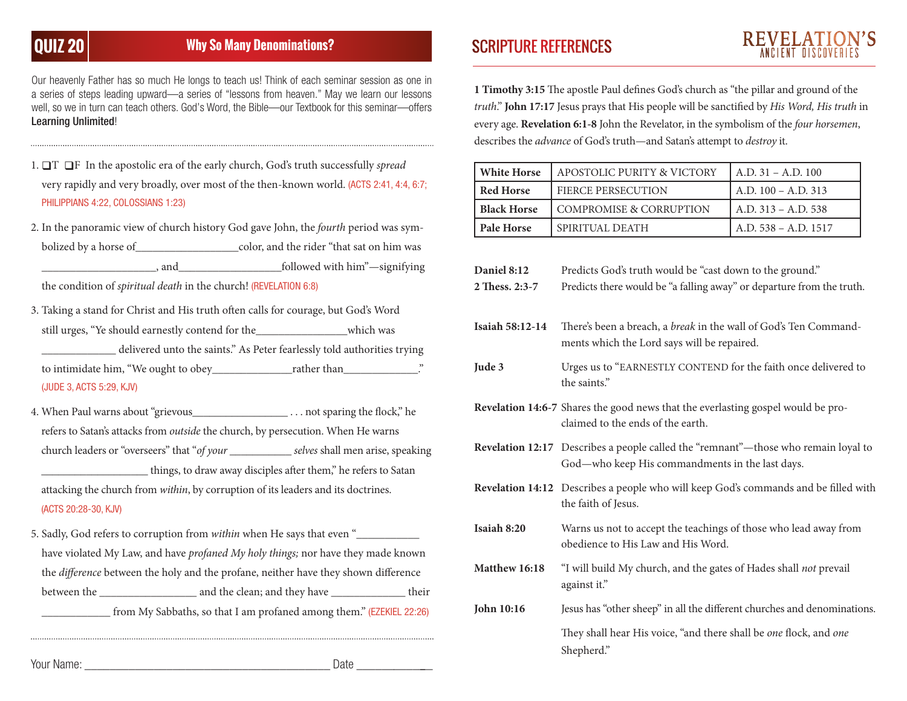# QUIZ 20 Why So Many Denominations?

Our heavenly Father has so much He longs to teach us! Think of each seminar session as one in a series of steps leading upward—a series of "lessons from heaven." May we learn our lessons well, so we in turn can teach others. God's Word, the Bible—our Textbook for this seminar—offers **Learning Unlimited**!

1. ❑T ❑F In the apostolic era of the early church, God's truth successfully *spread* very rapidly and very broadly, over most of the then-known world. (ACTS 2:41, 4:4, 6:7; PHILIPPIANS 4:22, COLOSSIANS 1:23)

2. In the panoramic view of church history God gave John, the *fourth* period was symbolized by a horse of__________________color, and the rider "that sat on him was ____________________, and__________________followed with him"—signifying the condition of *spiritual death* in the church! (REVELATION 6:8)

3. Taking a stand for Christ and His truth often calls for courage, but God's Word still urges, "Ye should earnestly contend for the________________which was _____________ delivered unto the saints." As Peter fearlessly told authorities trying to intimidate him, "We ought to obey______________rather than_____________." (JUDE 3, ACTS 5:29, KJV)

4. When Paul warns about "grievous_________________ . . . not sparing the flock," he refers to Satan's attacks from *outside* the church, by persecution. When He warns church leaders or "overseers" that "*of your* ___________ *selves* shall men arise, speaking ___________________ things, to draw away disciples after them," he refers to Satan attacking the church from *within*, by corruption of its leaders and its doctrines. (ACTS 20:28-30, KJV)

5. Sadly, God refers to corruption from *within* when He says that even "___________ have violated My Law, and have *profaned My holy things;* nor have they made known the *difference* between the holy and the profane, neither have they shown difference between the _________________ and the clean; and they have _____________ their ____________ from My Sabbaths, so that I am profaned among them." (EZEKIEL 22:26)

Your Name: ___________________________________________ Date ____________

# SCRIPTURE REFERENCES

REVELATION'S ANCIENT DISCOVERIES

**1 Timothy 3:15** The apostle Paul defines God's church as "the pillar and ground of the *truth*." **John 17:17** Jesus prays that His people will be sanctified by *His Word, His truth* in every age. **Revelation 6:1-8** John the Revelator, in the symbolism of the *four horsemen*, describes the *advance* of God's truth—and Satan's attempt to *destroy* it.

| | | |
|---|---|---|
| **White Horse** | APOSTOLIC PURITY & VICTORY | A.D. 31 – A.D. 100 |
| **Red Horse** | FIERCE PERSECUTION | A.D. 100 – A.D. 313 |
| **Black Horse** | COMPROMISE & CORRUPTION | A.D. 313 – A.D. 538 |
| **Pale Horse** | SPIRITUAL DEATH | A.D. 538 – A.D. 1517 |

**Daniel 8:12** Predicts God's truth would be "cast down to the ground."

**2 Thess. 2:3-7** Predicts there would be "a falling away" or departure from the truth.

**Isaiah 58:12-14** There's been a breach, a *break* in the wall of God's Ten Commandments which the Lord says will be repaired.

**Jude 3** Urges us to "EARNESTLY CONTEND for the faith once delivered to the saints."

**Revelation 14:6-7** Shares the good news that the everlasting gospel would be proclaimed to the ends of the earth.

**Revelation 12:17** Describes a people called the "remnant"—those who remain loyal to God—who keep His commandments in the last days.

**Revelation 14:12** Describes a people who will keep God's commands and be filled with the faith of Jesus.

**Isaiah 8:20** Warns us not to accept the teachings of those who lead away from obedience to His Law and His Word.

**Matthew 16:18** "I will build My church, and the gates of Hades shall *not* prevail against it."

**John 10:16** Jesus has "other sheep" in all the different churches and denominations. They shall hear His voice, "and there shall be *one* flock, and *one* Shepherd."